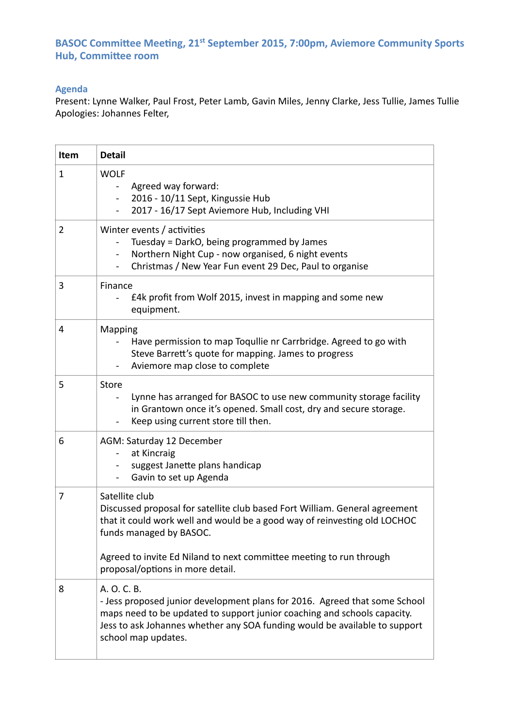## BASOC Committee Meeting, 21st September 2015, 7:00pm, Aviemore Community Sports Hub, Committee room

### Agenda

Present: Lynne Walker, Paul Frost, Peter Lamb, Gavin Miles, Jenny Clarke, Jess Tullie, James Tullie
Apologies: Johannes Felter,

| Item | Detail |
|---|---|
| 1 | WOLF<br>- Agreed way forward:<br>- 2016 - 10/11 Sept, Kingussie Hub<br>- 2017 - 16/17 Sept Aviemore Hub, Including VHI |
| 2 | Winter events / activities<br>- Tuesday = DarkO, being programmed by James<br>- Northern Night Cup - now organised, 6 night events<br>- Christmas / New Year Fun event 29 Dec, Paul to organise |
| 3 | Finance<br>- £4k profit from Wolf 2015, invest in mapping and some new equipment. |
| 4 | Mapping<br>- Have permission to map Toqullie nr Carrbridge. Agreed to go with Steve Barrett's quote for mapping. James to progress<br>- Aviemore map close to complete |
| 5 | Store<br>- Lynne has arranged for BASOC to use new community storage facility in Grantown once it's opened. Small cost, dry and secure storage.<br>- Keep using current store till then. |
| 6 | AGM: Saturday 12 December<br>- at Kincraig<br>- suggest Janette plans handicap<br>- Gavin to set up Agenda |
| 7 | Satellite club<br>Discussed proposal for satellite club based Fort William. General agreement that it could work well and would be a good way of reinvesting old LOCHOC funds managed by BASOC.<br><br>Agreed to invite Ed Niland to next committee meeting to run through proposal/options in more detail. |
| 8 | A. O. C. B.<br>- Jess proposed junior development plans for 2016. Agreed that some School maps need to be updated to support junior coaching and schools capacity. Jess to ask Johannes whether any SOA funding would be available to support school map updates. |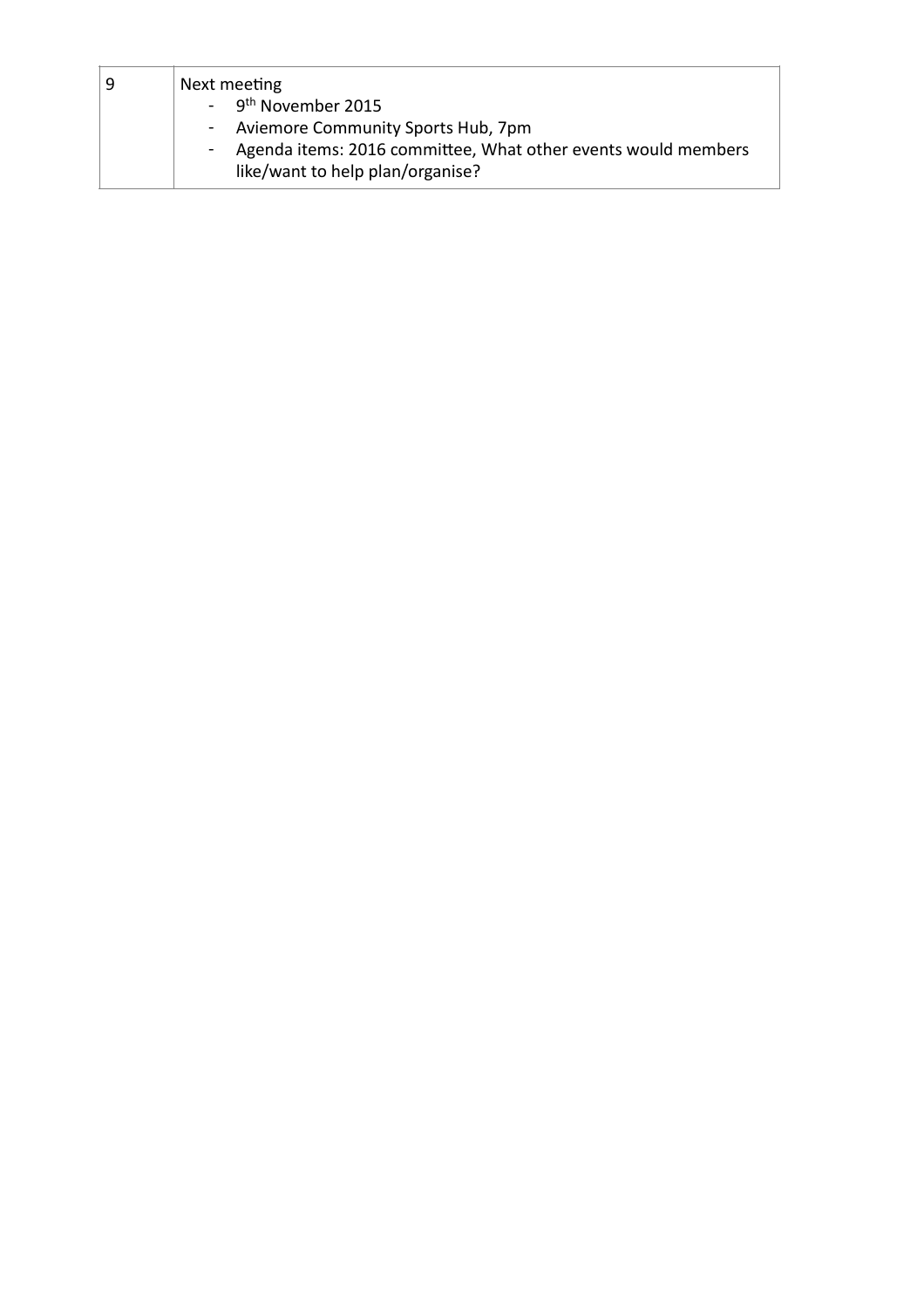| 9 | Next meeting<br>- 9th November 2015<br>- Aviemore Community Sports Hub, 7pm<br>- Agenda items: 2016 committee, What other events would members like/want to help plan/organise? |
|---|---|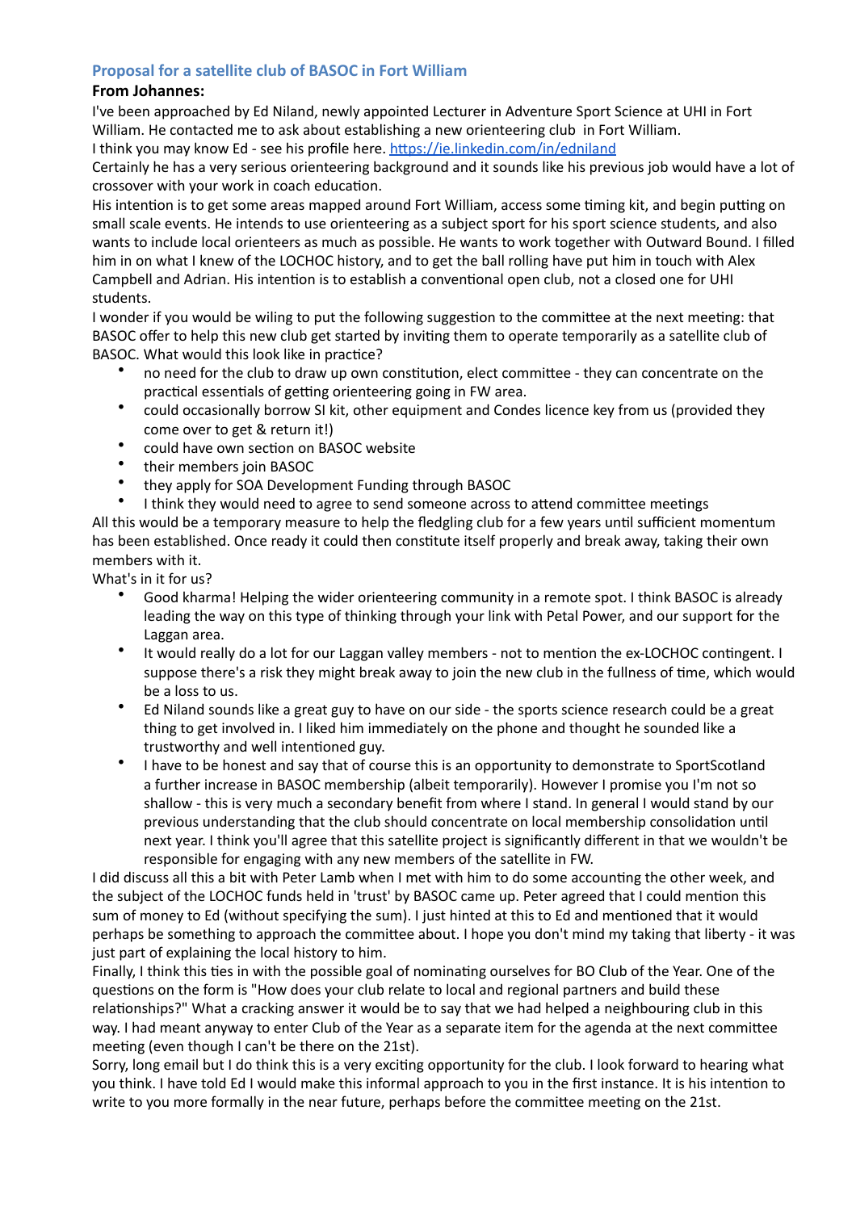## Proposal for a satellite club of BASOC in Fort William

**From Johannes:**

I've been approached by Ed Niland, newly appointed Lecturer in Adventure Sport Science at UHI in Fort William. He contacted me to ask about establishing a new orienteering club in Fort William.

I think you may know Ed - see his profile here. https://ie.linkedin.com/in/edniland

Certainly he has a very serious orienteering background and it sounds like his previous job would have a lot of crossover with your work in coach education.

His intention is to get some areas mapped around Fort William, access some timing kit, and begin putting on small scale events. He intends to use orienteering as a subject sport for his sport science students, and also wants to include local orienteers as much as possible. He wants to work together with Outward Bound. I filled him in on what I knew of the LOCHOC history, and to get the ball rolling have put him in touch with Alex Campbell and Adrian. His intention is to establish a conventional open club, not a closed one for UHI students.

I wonder if you would be wiling to put the following suggestion to the committee at the next meeting: that BASOC offer to help this new club get started by inviting them to operate temporarily as a satellite club of BASOC. What would this look like in practice?

- no need for the club to draw up own constitution, elect committee - they can concentrate on the practical essentials of getting orienteering going in FW area.
- could occasionally borrow SI kit, other equipment and Condes licence key from us (provided they come over to get & return it!)
- could have own section on BASOC website
- their members join BASOC
- they apply for SOA Development Funding through BASOC
- I think they would need to agree to send someone across to attend committee meetings

All this would be a temporary measure to help the fledgling club for a few years until sufficient momentum has been established. Once ready it could then constitute itself properly and break away, taking their own members with it.

What's in it for us?

- Good kharma! Helping the wider orienteering community in a remote spot. I think BASOC is already leading the way on this type of thinking through your link with Petal Power, and our support for the Laggan area.
- It would really do a lot for our Laggan valley members - not to mention the ex-LOCHOC contingent. I suppose there's a risk they might break away to join the new club in the fullness of time, which would be a loss to us.
- Ed Niland sounds like a great guy to have on our side - the sports science research could be a great thing to get involved in. I liked him immediately on the phone and thought he sounded like a trustworthy and well intentioned guy.
- I have to be honest and say that of course this is an opportunity to demonstrate to SportScotland a further increase in BASOC membership (albeit temporarily). However I promise you I'm not so shallow - this is very much a secondary benefit from where I stand. In general I would stand by our previous understanding that the club should concentrate on local membership consolidation until next year. I think you'll agree that this satellite project is significantly different in that we wouldn't be responsible for engaging with any new members of the satellite in FW.

I did discuss all this a bit with Peter Lamb when I met with him to do some accounting the other week, and the subject of the LOCHOC funds held in 'trust' by BASOC came up. Peter agreed that I could mention this sum of money to Ed (without specifying the sum). I just hinted at this to Ed and mentioned that it would perhaps be something to approach the committee about. I hope you don't mind my taking that liberty - it was just part of explaining the local history to him.

Finally, I think this ties in with the possible goal of nominating ourselves for BO Club of the Year. One of the questions on the form is "How does your club relate to local and regional partners and build these relationships?" What a cracking answer it would be to say that we had helped a neighbouring club in this way. I had meant anyway to enter Club of the Year as a separate item for the agenda at the next committee meeting (even though I can't be there on the 21st).

Sorry, long email but I do think this is a very exciting opportunity for the club. I look forward to hearing what you think. I have told Ed I would make this informal approach to you in the first instance. It is his intention to write to you more formally in the near future, perhaps before the committee meeting on the 21st.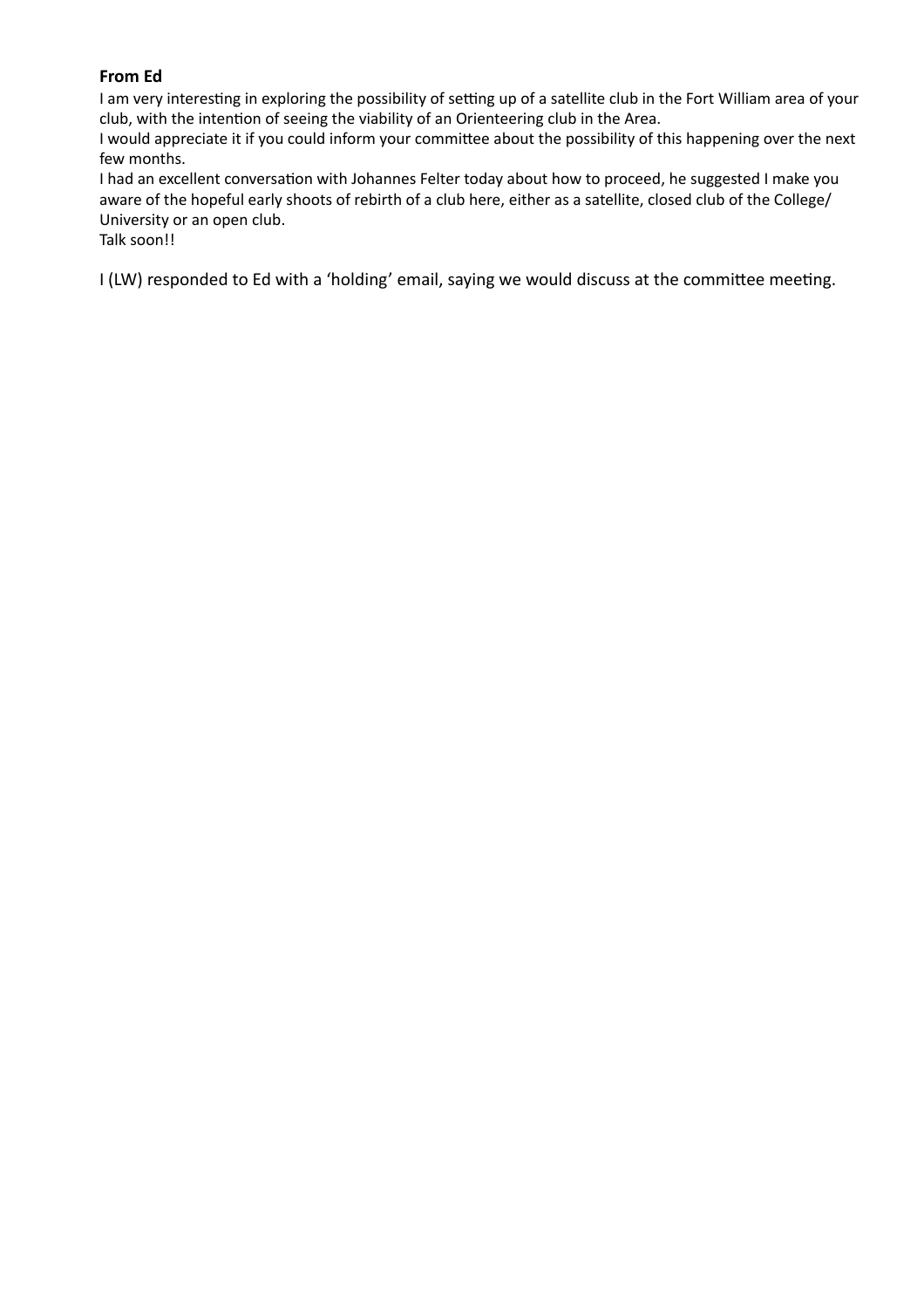**From Ed**

I am very interesting in exploring the possibility of setting up of a satellite club in the Fort William area of your club, with the intention of seeing the viability of an Orienteering club in the Area.

I would appreciate it if you could inform your committee about the possibility of this happening over the next few months.

I had an excellent conversation with Johannes Felter today about how to proceed, he suggested I make you aware of the hopeful early shoots of rebirth of a club here, either as a satellite, closed club of the College/ University or an open club.

Talk soon!!

I (LW) responded to Ed with a 'holding' email, saying we would discuss at the committee meeting.